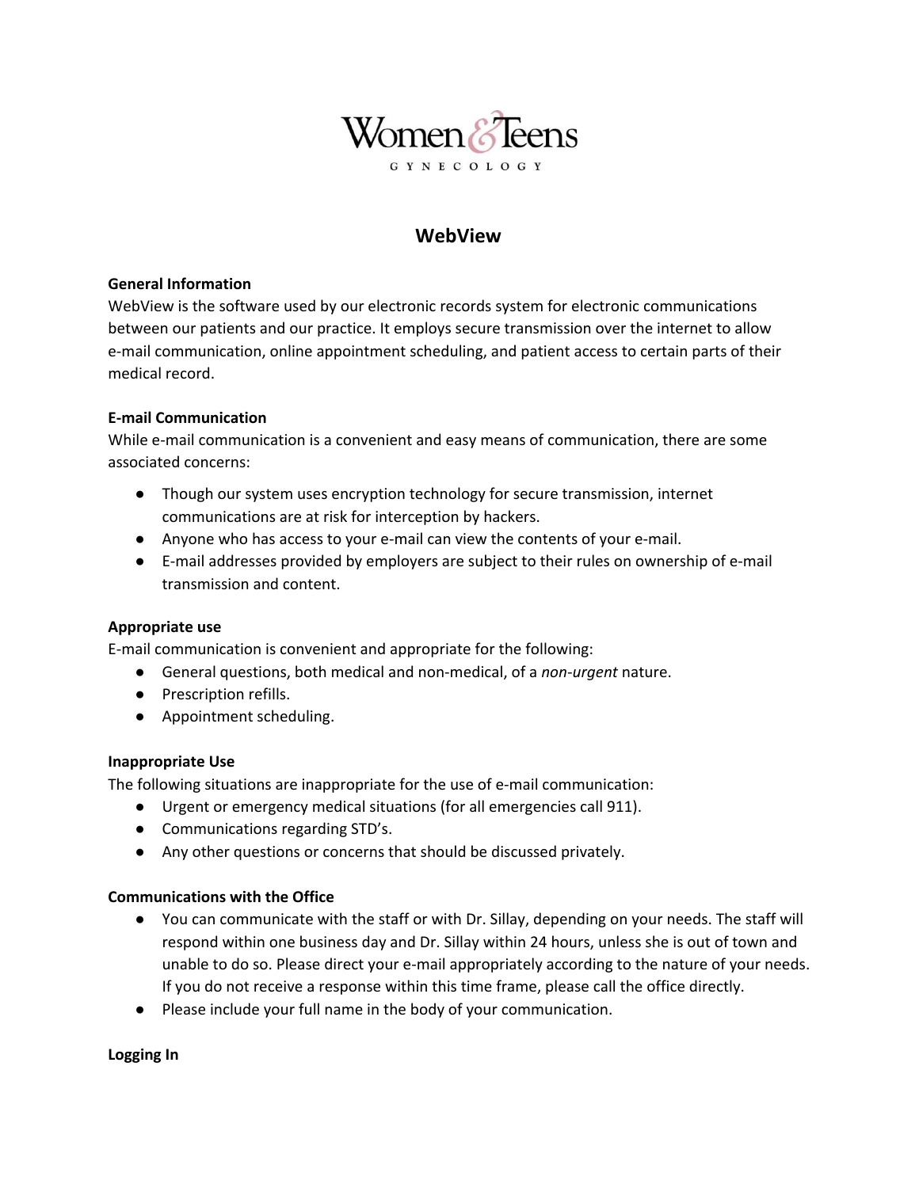Women & Teens

GYNECOLOGY

# WebView

**General Information**

WebView is the software used by our electronic records system for electronic communications between our patients and our practice. It employs secure transmission over the internet to allow e-mail communication, online appointment scheduling, and patient access to certain parts of their medical record.

**E-mail Communication**

While e-mail communication is a convenient and easy means of communication, there are some associated concerns:

- Though our system uses encryption technology for secure transmission, internet communications are at risk for interception by hackers.
- Anyone who has access to your e-mail can view the contents of your e-mail.
- E-mail addresses provided by employers are subject to their rules on ownership of e-mail transmission and content.

**Appropriate use**

E-mail communication is convenient and appropriate for the following:

- General questions, both medical and non-medical, of a *non-urgent* nature.
- Prescription refills.
- Appointment scheduling.

**Inappropriate Use**

The following situations are inappropriate for the use of e-mail communication:

- Urgent or emergency medical situations (for all emergencies call 911).
- Communications regarding STD's.
- Any other questions or concerns that should be discussed privately.

**Communications with the Office**

- You can communicate with the staff or with Dr. Sillay, depending on your needs. The staff will respond within one business day and Dr. Sillay within 24 hours, unless she is out of town and unable to do so. Please direct your e-mail appropriately according to the nature of your needs. If you do not receive a response within this time frame, please call the office directly.
- Please include your full name in the body of your communication.

**Logging In**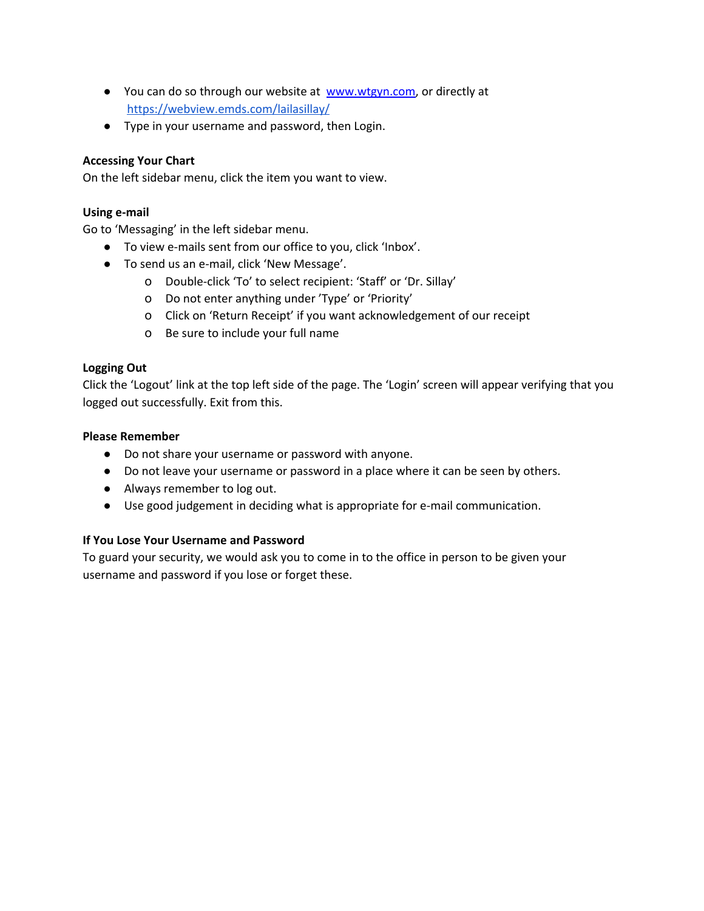- You can do so through our website at [www.wtgyn.com](http://www.wtgyn.com), or directly at [https://webview.emds.com/lailasillay/](https://webview.emds.com/lailasillay/)
- Type in your username and password, then Login.

**Accessing Your Chart**

On the left sidebar menu, click the item you want to view.

**Using e-mail**

Go to 'Messaging' in the left sidebar menu.

- To view e-mails sent from our office to you, click 'Inbox'.
- To send us an e-mail, click 'New Message'.
  - Double-click 'To' to select recipient: 'Staff' or 'Dr. Sillay'
  - Do not enter anything under 'Type' or 'Priority'
  - Click on 'Return Receipt' if you want acknowledgement of our receipt
  - Be sure to include your full name

**Logging Out**

Click the 'Logout' link at the top left side of the page. The 'Login' screen will appear verifying that you logged out successfully. Exit from this.

**Please Remember**

- Do not share your username or password with anyone.
- Do not leave your username or password in a place where it can be seen by others.
- Always remember to log out.
- Use good judgement in deciding what is appropriate for e-mail communication.

**If You Lose Your Username and Password**

To guard your security, we would ask you to come in to the office in person to be given your username and password if you lose or forget these.